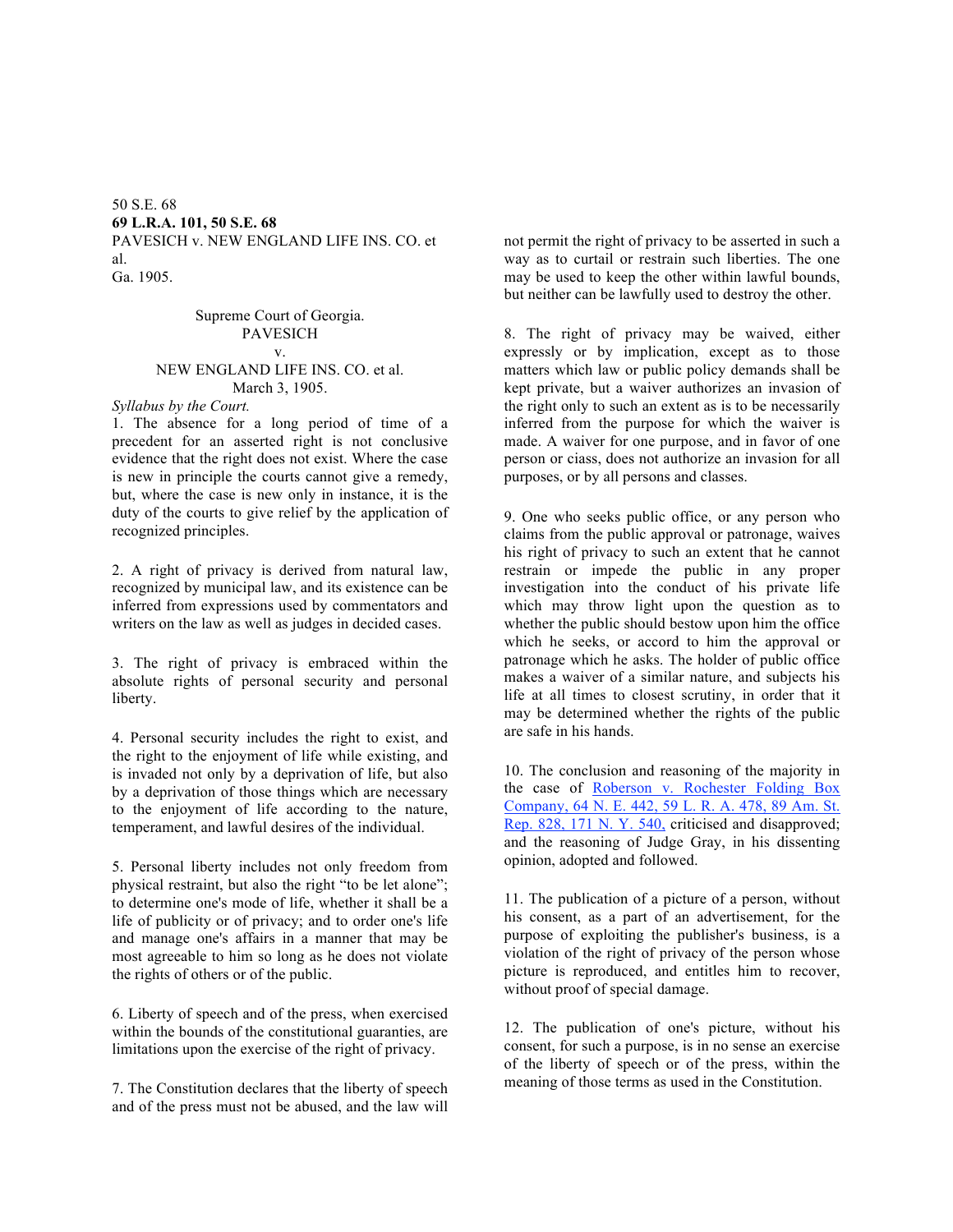50 S.E. 68

**69 L.R.A. 101, 50 S.E. 68**

PAVESICH v. NEW ENGLAND LIFE INS. CO. et al.

Ga. 1905.

Supreme Court of Georgia.
PAVESICH
v.
NEW ENGLAND LIFE INS. CO. et al.
March 3, 1905.

*Syllabus by the Court.*

1. The absence for a long period of time of a precedent for an asserted right is not conclusive evidence that the right does not exist. Where the case is new in principle the courts cannot give a remedy, but, where the case is new only in instance, it is the duty of the courts to give relief by the application of recognized principles.

2. A right of privacy is derived from natural law, recognized by municipal law, and its existence can be inferred from expressions used by commentators and writers on the law as well as judges in decided cases.

3. The right of privacy is embraced within the absolute rights of personal security and personal liberty.

4. Personal security includes the right to exist, and the right to the enjoyment of life while existing, and is invaded not only by a deprivation of life, but also by a deprivation of those things which are necessary to the enjoyment of life according to the nature, temperament, and lawful desires of the individual.

5. Personal liberty includes not only freedom from physical restraint, but also the right "to be let alone"; to determine one's mode of life, whether it shall be a life of publicity or of privacy; and to order one's life and manage one's affairs in a manner that may be most agreeable to him so long as he does not violate the rights of others or of the public.

6. Liberty of speech and of the press, when exercised within the bounds of the constitutional guaranties, are limitations upon the exercise of the right of privacy.

7. The Constitution declares that the liberty of speech and of the press must not be abused, and the law will not permit the right of privacy to be asserted in such a way as to curtail or restrain such liberties. The one may be used to keep the other within lawful bounds, but neither can be lawfully used to destroy the other.

8. The right of privacy may be waived, either expressly or by implication, except as to those matters which law or public policy demands shall be kept private, but a waiver authorizes an invasion of the right only to such an extent as is to be necessarily inferred from the purpose for which the waiver is made. A waiver for one purpose, and in favor of one person or ciass, does not authorize an invasion for all purposes, or by all persons and classes.

9. One who seeks public office, or any person who claims from the public approval or patronage, waives his right of privacy to such an extent that he cannot restrain or impede the public in any proper investigation into the conduct of his private life which may throw light upon the question as to whether the public should bestow upon him the office which he seeks, or accord to him the approval or patronage which he asks. The holder of public office makes a waiver of a similar nature, and subjects his life at all times to closest scrutiny, in order that it may be determined whether the rights of the public are safe in his hands.

10. The conclusion and reasoning of the majority in the case of Roberson v. Rochester Folding Box Company, 64 N. E. 442, 59 L. R. A. 478, 89 Am. St. Rep. 828, 171 N. Y. 540, criticised and disapproved; and the reasoning of Judge Gray, in his dissenting opinion, adopted and followed.

11. The publication of a picture of a person, without his consent, as a part of an advertisement, for the purpose of exploiting the publisher's business, is a violation of the right of privacy of the person whose picture is reproduced, and entitles him to recover, without proof of special damage.

12. The publication of one's picture, without his consent, for such a purpose, is in no sense an exercise of the liberty of speech or of the press, within the meaning of those terms as used in the Constitution.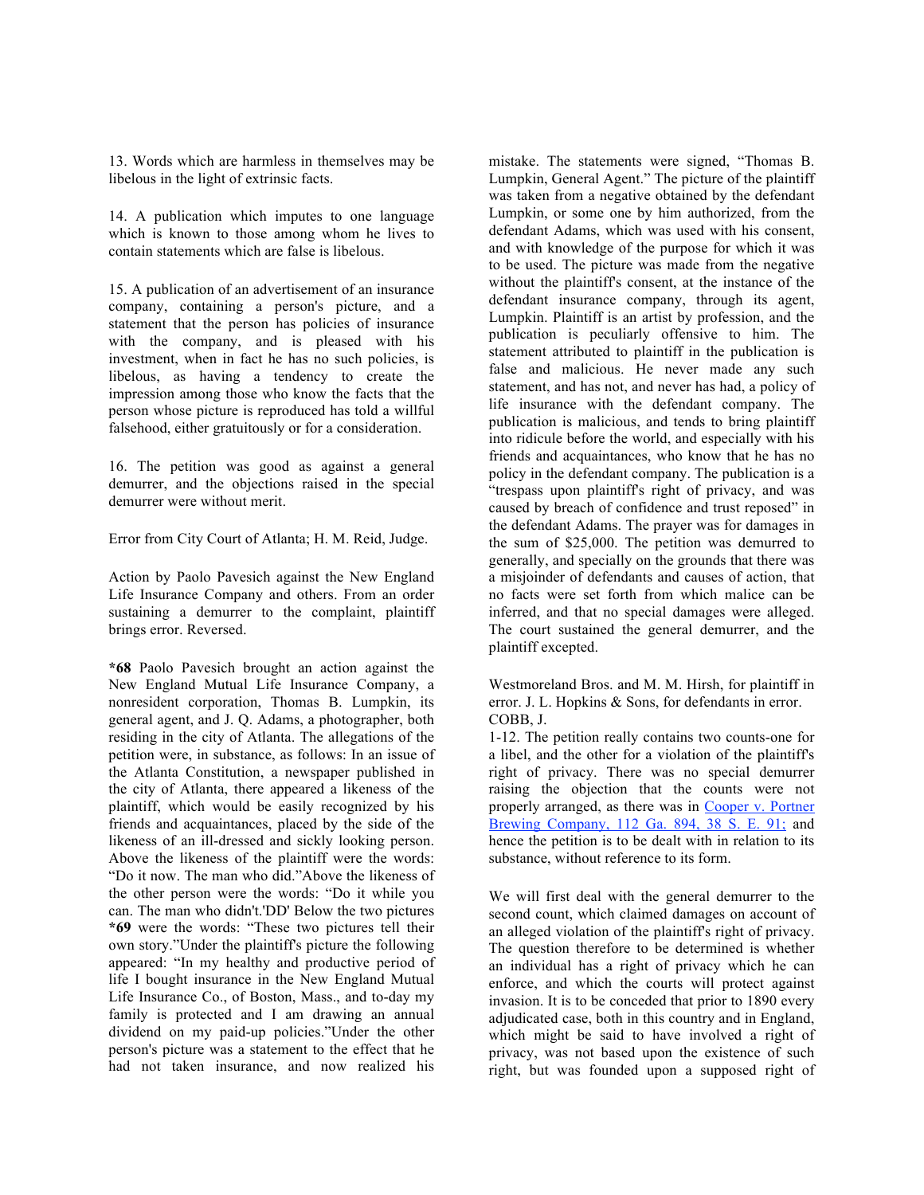13. Words which are harmless in themselves may be libelous in the light of extrinsic facts.

14. A publication which imputes to one language which is known to those among whom he lives to contain statements which are false is libelous.

15. A publication of an advertisement of an insurance company, containing a person's picture, and a statement that the person has policies of insurance with the company, and is pleased with his investment, when in fact he has no such policies, is libelous, as having a tendency to create the impression among those who know the facts that the person whose picture is reproduced has told a willful falsehood, either gratuitously or for a consideration.

16. The petition was good as against a general demurrer, and the objections raised in the special demurrer were without merit.

Error from City Court of Atlanta; H. M. Reid, Judge.

Action by Paolo Pavesich against the New England Life Insurance Company and others. From an order sustaining a demurrer to the complaint, plaintiff brings error. Reversed.

**\*68** Paolo Pavesich brought an action against the New England Mutual Life Insurance Company, a nonresident corporation, Thomas B. Lumpkin, its general agent, and J. Q. Adams, a photographer, both residing in the city of Atlanta. The allegations of the petition were, in substance, as follows: In an issue of the Atlanta Constitution, a newspaper published in the city of Atlanta, there appeared a likeness of the plaintiff, which would be easily recognized by his friends and acquaintances, placed by the side of the likeness of an ill-dressed and sickly looking person. Above the likeness of the plaintiff were the words: "Do it now. The man who did."Above the likeness of the other person were the words: "Do it while you can. The man who didn't.'DD' Below the two pictures **\*69** were the words: "These two pictures tell their own story."Under the plaintiff's picture the following appeared: "In my healthy and productive period of life I bought insurance in the New England Mutual Life Insurance Co., of Boston, Mass., and to-day my family is protected and I am drawing an annual dividend on my paid-up policies."Under the other person's picture was a statement to the effect that he had not taken insurance, and now realized his mistake. The statements were signed, "Thomas B. Lumpkin, General Agent." The picture of the plaintiff was taken from a negative obtained by the defendant Lumpkin, or some one by him authorized, from the defendant Adams, which was used with his consent, and with knowledge of the purpose for which it was to be used. The picture was made from the negative without the plaintiff's consent, at the instance of the defendant insurance company, through its agent, Lumpkin. Plaintiff is an artist by profession, and the publication is peculiarly offensive to him. The statement attributed to plaintiff in the publication is false and malicious. He never made any such statement, and has not, and never has had, a policy of life insurance with the defendant company. The publication is malicious, and tends to bring plaintiff into ridicule before the world, and especially with his friends and acquaintances, who know that he has no policy in the defendant company. The publication is a "trespass upon plaintiff's right of privacy, and was caused by breach of confidence and trust reposed" in the defendant Adams. The prayer was for damages in the sum of $25,000. The petition was demurred to generally, and specially on the grounds that there was a misjoinder of defendants and causes of action, that no facts were set forth from which malice can be inferred, and that no special damages were alleged. The court sustained the general demurrer, and the plaintiff excepted.

Westmoreland Bros. and M. M. Hirsh, for plaintiff in error. J. L. Hopkins & Sons, for defendants in error.

COBB, J.

1-12. The petition really contains two counts-one for a libel, and the other for a violation of the plaintiff's right of privacy. There was no special demurrer raising the objection that the counts were not properly arranged, as there was in Cooper v. Portner Brewing Company, 112 Ga. 894, 38 S. E. 91; and hence the petition is to be dealt with in relation to its substance, without reference to its form.

We will first deal with the general demurrer to the second count, which claimed damages on account of an alleged violation of the plaintiff's right of privacy. The question therefore to be determined is whether an individual has a right of privacy which he can enforce, and which the courts will protect against invasion. It is to be conceded that prior to 1890 every adjudicated case, both in this country and in England, which might be said to have involved a right of privacy, was not based upon the existence of such right, but was founded upon a supposed right of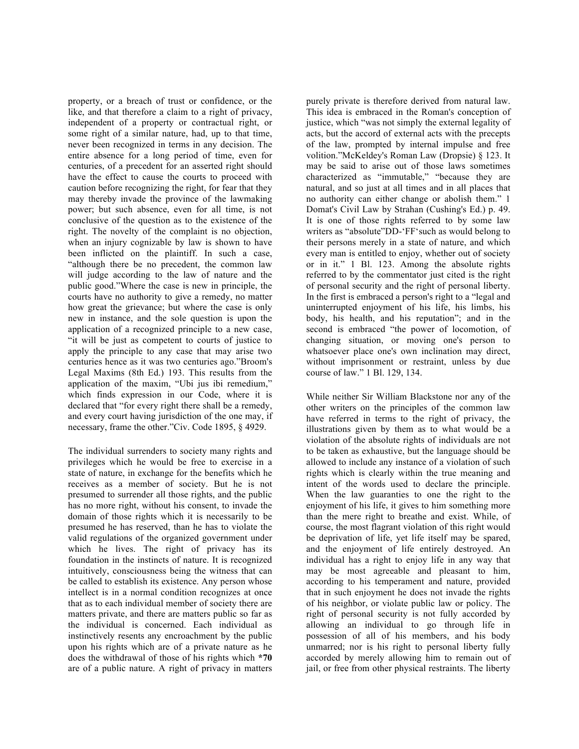property, or a breach of trust or confidence, or the like, and that therefore a claim to a right of privacy, independent of a property or contractual right, or some right of a similar nature, had, up to that time, never been recognized in terms in any decision. The entire absence for a long period of time, even for centuries, of a precedent for an asserted right should have the effect to cause the courts to proceed with caution before recognizing the right, for fear that they may thereby invade the province of the lawmaking power; but such absence, even for all time, is not conclusive of the question as to the existence of the right. The novelty of the complaint is no objection, when an injury cognizable by law is shown to have been inflicted on the plaintiff. In such a case, "although there be no precedent, the common law will judge according to the law of nature and the public good."Where the case is new in principle, the courts have no authority to give a remedy, no matter how great the grievance; but where the case is only new in instance, and the sole question is upon the application of a recognized principle to a new case, "it will be just as competent to courts of justice to apply the principle to any case that may arise two centuries hence as it was two centuries ago."Broom's Legal Maxims (8th Ed.) 193. This results from the application of the maxim, "Ubi jus ibi remedium," which finds expression in our Code, where it is declared that "for every right there shall be a remedy, and every court having jurisdiction of the one may, if necessary, frame the other."Civ. Code 1895, § 4929.

The individual surrenders to society many rights and privileges which he would be free to exercise in a state of nature, in exchange for the benefits which he receives as a member of society. But he is not presumed to surrender all those rights, and the public has no more right, without his consent, to invade the domain of those rights which it is necessarily to be presumed he has reserved, than he has to violate the valid regulations of the organized government under which he lives. The right of privacy has its foundation in the instincts of nature. It is recognized intuitively, consciousness being the witness that can be called to establish its existence. Any person whose intellect is in a normal condition recognizes at once that as to each individual member of society there are matters private, and there are matters public so far as the individual is concerned. Each individual as instinctively resents any encroachment by the public upon his rights which are of a private nature as he does the withdrawal of those of his rights which **\*70** are of a public nature. A right of privacy in matters purely private is therefore derived from natural law. This idea is embraced in the Roman's conception of justice, which "was not simply the external legality of acts, but the accord of external acts with the precepts of the law, prompted by internal impulse and free volition."McKeldey's Roman Law (Dropsie) § 123. It may be said to arise out of those laws sometimes characterized as "immutable," "because they are natural, and so just at all times and in all places that no authority can either change or abolish them." 1 Domat's Civil Law by Strahan (Cushing's Ed.) p. 49. It is one of those rights referred to by some law writers as "absolute"DD-'FF'such as would belong to their persons merely in a state of nature, and which every man is entitled to enjoy, whether out of society or in it." 1 Bl. 123. Among the absolute rights referred to by the commentator just cited is the right of personal security and the right of personal liberty. In the first is embraced a person's right to a "legal and uninterrupted enjoyment of his life, his limbs, his body, his health, and his reputation"; and in the second is embraced "the power of locomotion, of changing situation, or moving one's person to whatsoever place one's own inclination may direct, without imprisonment or restraint, unless by due course of law." 1 Bl. 129, 134.

While neither Sir William Blackstone nor any of the other writers on the principles of the common law have referred in terms to the right of privacy, the illustrations given by them as to what would be a violation of the absolute rights of individuals are not to be taken as exhaustive, but the language should be allowed to include any instance of a violation of such rights which is clearly within the true meaning and intent of the words used to declare the principle. When the law guaranties to one the right to the enjoyment of his life, it gives to him something more than the mere right to breathe and exist. While, of course, the most flagrant violation of this right would be deprivation of life, yet life itself may be spared, and the enjoyment of life entirely destroyed. An individual has a right to enjoy life in any way that may be most agreeable and pleasant to him, according to his temperament and nature, provided that in such enjoyment he does not invade the rights of his neighbor, or violate public law or policy. The right of personal security is not fully accorded by allowing an individual to go through life in possession of all of his members, and his body unmarred; nor is his right to personal liberty fully accorded by merely allowing him to remain out of jail, or free from other physical restraints. The liberty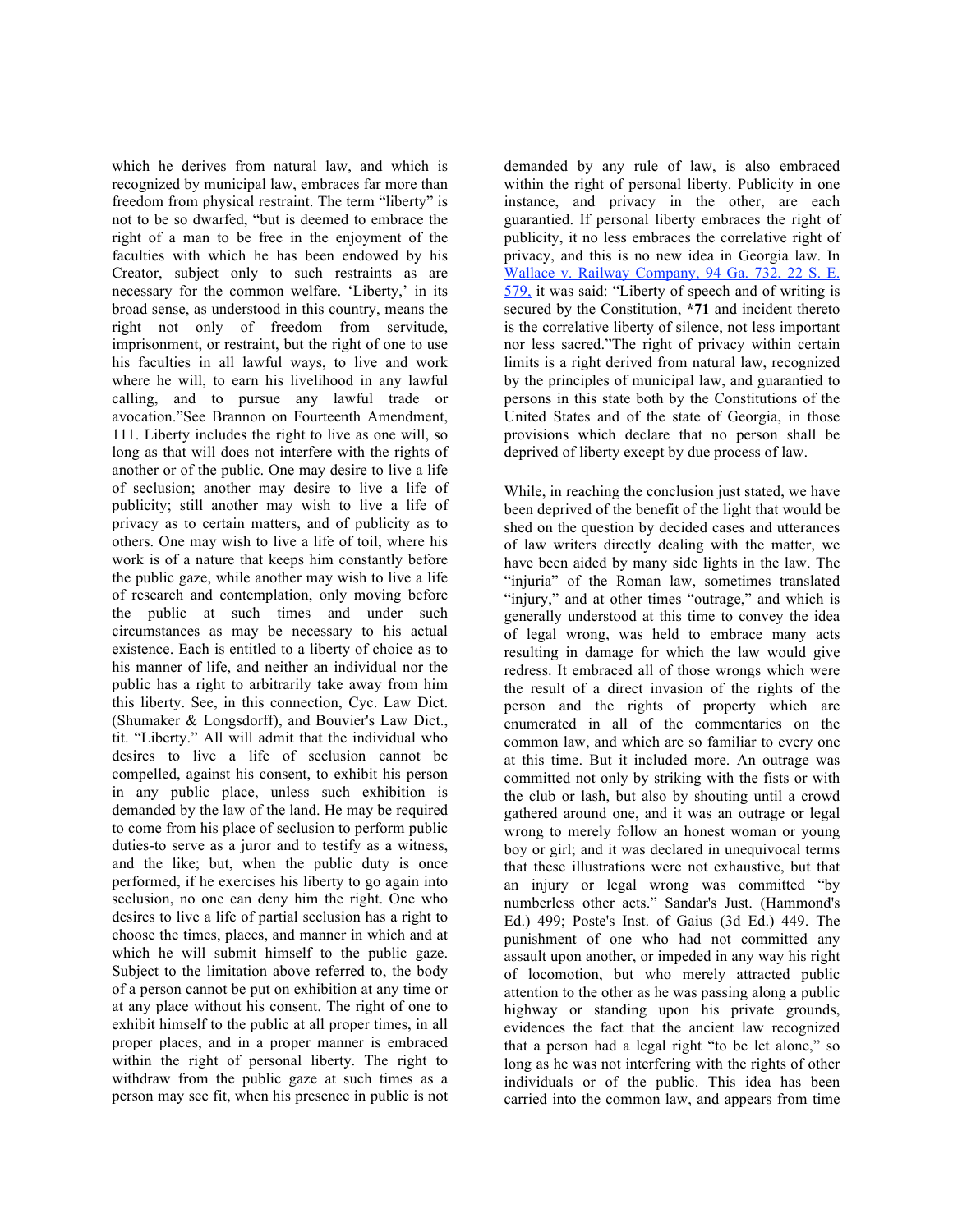which he derives from natural law, and which is recognized by municipal law, embraces far more than freedom from physical restraint. The term "liberty" is not to be so dwarfed, "but is deemed to embrace the right of a man to be free in the enjoyment of the faculties with which he has been endowed by his Creator, subject only to such restraints as are necessary for the common welfare. 'Liberty,' in its broad sense, as understood in this country, means the right not only of freedom from servitude, imprisonment, or restraint, but the right of one to use his faculties in all lawful ways, to live and work where he will, to earn his livelihood in any lawful calling, and to pursue any lawful trade or avocation."See Brannon on Fourteenth Amendment, 111. Liberty includes the right to live as one will, so long as that will does not interfere with the rights of another or of the public. One may desire to live a life of seclusion; another may desire to live a life of publicity; still another may wish to live a life of privacy as to certain matters, and of publicity as to others. One may wish to live a life of toil, where his work is of a nature that keeps him constantly before the public gaze, while another may wish to live a life of research and contemplation, only moving before the public at such times and under such circumstances as may be necessary to his actual existence. Each is entitled to a liberty of choice as to his manner of life, and neither an individual nor the public has a right to arbitrarily take away from him this liberty. See, in this connection, Cyc. Law Dict. (Shumaker & Longsdorff), and Bouvier's Law Dict., tit. "Liberty." All will admit that the individual who desires to live a life of seclusion cannot be compelled, against his consent, to exhibit his person in any public place, unless such exhibition is demanded by the law of the land. He may be required to come from his place of seclusion to perform public duties-to serve as a juror and to testify as a witness, and the like; but, when the public duty is once performed, if he exercises his liberty to go again into seclusion, no one can deny him the right. One who desires to live a life of partial seclusion has a right to choose the times, places, and manner in which and at which he will submit himself to the public gaze. Subject to the limitation above referred to, the body of a person cannot be put on exhibition at any time or at any place without his consent. The right of one to exhibit himself to the public at all proper times, in all proper places, and in a proper manner is embraced within the right of personal liberty. The right to withdraw from the public gaze at such times as a person may see fit, when his presence in public is not demanded by any rule of law, is also embraced within the right of personal liberty. Publicity in one instance, and privacy in the other, are each guarantied. If personal liberty embraces the right of publicity, it no less embraces the correlative right of privacy, and this is no new idea in Georgia law. In Wallace v. Railway Company, 94 Ga. 732, 22 S. E. 579, it was said: "Liberty of speech and of writing is secured by the Constitution, **\*71** and incident thereto is the correlative liberty of silence, not less important nor less sacred."The right of privacy within certain limits is a right derived from natural law, recognized by the principles of municipal law, and guarantied to persons in this state both by the Constitutions of the United States and of the state of Georgia, in those provisions which declare that no person shall be deprived of liberty except by due process of law.

While, in reaching the conclusion just stated, we have been deprived of the benefit of the light that would be shed on the question by decided cases and utterances of law writers directly dealing with the matter, we have been aided by many side lights in the law. The "injuria" of the Roman law, sometimes translated "injury," and at other times "outrage," and which is generally understood at this time to convey the idea of legal wrong, was held to embrace many acts resulting in damage for which the law would give redress. It embraced all of those wrongs which were the result of a direct invasion of the rights of the person and the rights of property which are enumerated in all of the commentaries on the common law, and which are so familiar to every one at this time. But it included more. An outrage was committed not only by striking with the fists or with the club or lash, but also by shouting until a crowd gathered around one, and it was an outrage or legal wrong to merely follow an honest woman or young boy or girl; and it was declared in unequivocal terms that these illustrations were not exhaustive, but that an injury or legal wrong was committed "by numberless other acts." Sandar's Just. (Hammond's Ed.) 499; Poste's Inst. of Gaius (3d Ed.) 449. The punishment of one who had not committed any assault upon another, or impeded in any way his right of locomotion, but who merely attracted public attention to the other as he was passing along a public highway or standing upon his private grounds, evidences the fact that the ancient law recognized that a person had a legal right "to be let alone," so long as he was not interfering with the rights of other individuals or of the public. This idea has been carried into the common law, and appears from time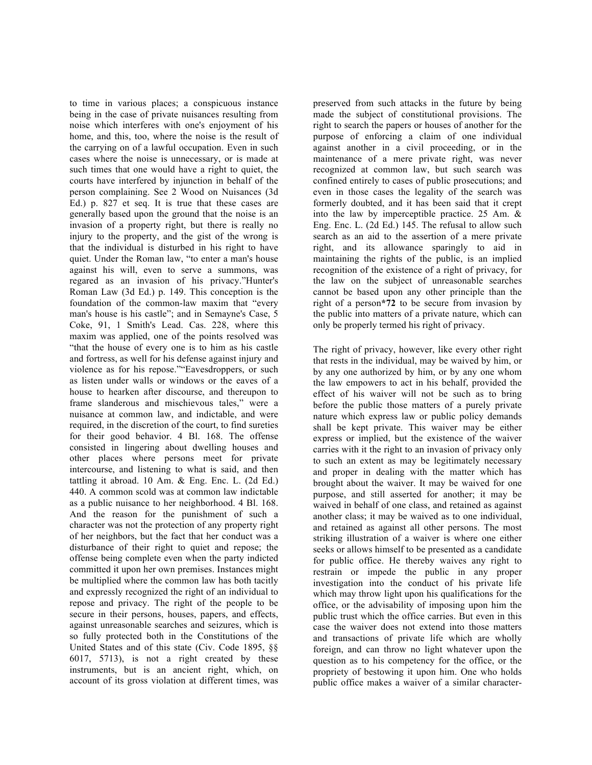to time in various places; a conspicuous instance being in the case of private nuisances resulting from noise which interferes with one's enjoyment of his home, and this, too, where the noise is the result of the carrying on of a lawful occupation. Even in such cases where the noise is unnecessary, or is made at such times that one would have a right to quiet, the courts have interfered by injunction in behalf of the person complaining. See 2 Wood on Nuisances (3d Ed.) p. 827 et seq. It is true that these cases are generally based upon the ground that the noise is an invasion of a property right, but there is really no injury to the property, and the gist of the wrong is that the individual is disturbed in his right to have quiet. Under the Roman law, "to enter a man's house against his will, even to serve a summons, was regared as an invasion of his privacy."Hunter's Roman Law (3d Ed.) p. 149. This conception is the foundation of the common-law maxim that "every man's house is his castle"; and in Semayne's Case, 5 Coke, 91, 1 Smith's Lead. Cas. 228, where this maxim was applied, one of the points resolved was "that the house of every one is to him as his castle and fortress, as well for his defense against injury and violence as for his repose.""Eavesdroppers, or such as listen under walls or windows or the eaves of a house to hearken after discourse, and thereupon to frame slanderous and mischievous tales," were a nuisance at common law, and indictable, and were required, in the discretion of the court, to find sureties for their good behavior. 4 Bl. 168. The offense consisted in lingering about dwelling houses and other places where persons meet for private intercourse, and listening to what is said, and then tattling it abroad. 10 Am. & Eng. Enc. L. (2d Ed.) 440. A common scold was at common law indictable as a public nuisance to her neighborhood. 4 Bl. 168. And the reason for the punishment of such a character was not the protection of any property right of her neighbors, but the fact that her conduct was a disturbance of their right to quiet and repose; the offense being complete even when the party indicted committed it upon her own premises. Instances might be multiplied where the common law has both tacitly and expressly recognized the right of an individual to repose and privacy. The right of the people to be secure in their persons, houses, papers, and effects, against unreasonable searches and seizures, which is so fully protected both in the Constitutions of the United States and of this state (Civ. Code 1895, §§ 6017, 5713), is not a right created by these instruments, but is an ancient right, which, on account of its gross violation at different times, was preserved from such attacks in the future by being made the subject of constitutional provisions. The right to search the papers or houses of another for the purpose of enforcing a claim of one individual against another in a civil proceeding, or in the maintenance of a mere private right, was never recognized at common law, but such search was confined entirely to cases of public prosecutions; and even in those cases the legality of the search was formerly doubted, and it has been said that it crept into the law by imperceptible practice. 25 Am. & Eng. Enc. L. (2d Ed.) 145. The refusal to allow such search as an aid to the assertion of a mere private right, and its allowance sparingly to aid in maintaining the rights of the public, is an implied recognition of the existence of a right of privacy, for the law on the subject of unreasonable searches cannot be based upon any other principle than the right of a person**\*72** to be secure from invasion by the public into matters of a private nature, which can only be properly termed his right of privacy.

The right of privacy, however, like every other right that rests in the individual, may be waived by him, or by any one authorized by him, or by any one whom the law empowers to act in his behalf, provided the effect of his waiver will not be such as to bring before the public those matters of a purely private nature which express law or public policy demands shall be kept private. This waiver may be either express or implied, but the existence of the waiver carries with it the right to an invasion of privacy only to such an extent as may be legitimately necessary and proper in dealing with the matter which has brought about the waiver. It may be waived for one purpose, and still asserted for another; it may be waived in behalf of one class, and retained as against another class; it may be waived as to one individual, and retained as against all other persons. The most striking illustration of a waiver is where one either seeks or allows himself to be presented as a candidate for public office. He thereby waives any right to restrain or impede the public in any proper investigation into the conduct of his private life which may throw light upon his qualifications for the office, or the advisability of imposing upon him the public trust which the office carries. But even in this case the waiver does not extend into those matters and transactions of private life which are wholly foreign, and can throw no light whatever upon the question as to his competency for the office, or the propriety of bestowing it upon him. One who holds public office makes a waiver of a similar character-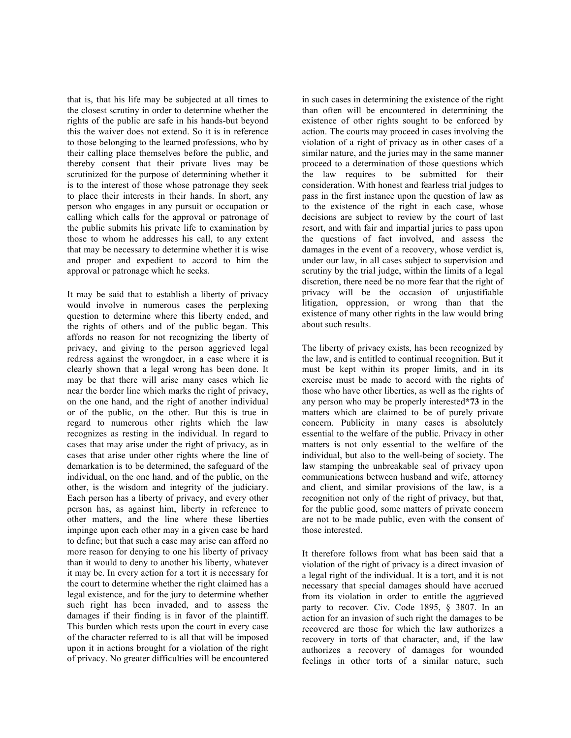that is, that his life may be subjected at all times to the closest scrutiny in order to determine whether the rights of the public are safe in his hands-but beyond this the waiver does not extend. So it is in reference to those belonging to the learned professions, who by their calling place themselves before the public, and thereby consent that their private lives may be scrutinized for the purpose of determining whether it is to the interest of those whose patronage they seek to place their interests in their hands. In short, any person who engages in any pursuit or occupation or calling which calls for the approval or patronage of the public submits his private life to examination by those to whom he addresses his call, to any extent that may be necessary to determine whether it is wise and proper and expedient to accord to him the approval or patronage which he seeks.

It may be said that to establish a liberty of privacy would involve in numerous cases the perplexing question to determine where this liberty ended, and the rights of others and of the public began. This affords no reason for not recognizing the liberty of privacy, and giving to the person aggrieved legal redress against the wrongdoer, in a case where it is clearly shown that a legal wrong has been done. It may be that there will arise many cases which lie near the border line which marks the right of privacy, on the one hand, and the right of another individual or of the public, on the other. But this is true in regard to numerous other rights which the law recognizes as resting in the individual. In regard to cases that may arise under the right of privacy, as in cases that arise under other rights where the line of demarkation is to be determined, the safeguard of the individual, on the one hand, and of the public, on the other, is the wisdom and integrity of the judiciary. Each person has a liberty of privacy, and every other person has, as against him, liberty in reference to other matters, and the line where these liberties impinge upon each other may in a given case be hard to define; but that such a case may arise can afford no more reason for denying to one his liberty of privacy than it would to deny to another his liberty, whatever it may be. In every action for a tort it is necessary for the court to determine whether the right claimed has a legal existence, and for the jury to determine whether such right has been invaded, and to assess the damages if their finding is in favor of the plaintiff. This burden which rests upon the court in every case of the character referred to is all that will be imposed upon it in actions brought for a violation of the right of privacy. No greater difficulties will be encountered in such cases in determining the existence of the right than often will be encountered in determining the existence of other rights sought to be enforced by action. The courts may proceed in cases involving the violation of a right of privacy as in other cases of a similar nature, and the juries may in the same manner proceed to a determination of those questions which the law requires to be submitted for their consideration. With honest and fearless trial judges to pass in the first instance upon the question of law as to the existence of the right in each case, whose decisions are subject to review by the court of last resort, and with fair and impartial juries to pass upon the questions of fact involved, and assess the damages in the event of a recovery, whose verdict is, under our law, in all cases subject to supervision and scrutiny by the trial judge, within the limits of a legal discretion, there need be no more fear that the right of privacy will be the occasion of unjustifiable litigation, oppression, or wrong than that the existence of many other rights in the law would bring about such results.

The liberty of privacy exists, has been recognized by the law, and is entitled to continual recognition. But it must be kept within its proper limits, and in its exercise must be made to accord with the rights of those who have other liberties, as well as the rights of any person who may be properly interested**\*73** in the matters which are claimed to be of purely private concern. Publicity in many cases is absolutely essential to the welfare of the public. Privacy in other matters is not only essential to the welfare of the individual, but also to the well-being of society. The law stamping the unbreakable seal of privacy upon communications between husband and wife, attorney and client, and similar provisions of the law, is a recognition not only of the right of privacy, but that, for the public good, some matters of private concern are not to be made public, even with the consent of those interested.

It therefore follows from what has been said that a violation of the right of privacy is a direct invasion of a legal right of the individual. It is a tort, and it is not necessary that special damages should have accrued from its violation in order to entitle the aggrieved party to recover. Civ. Code 1895, § 3807. In an action for an invasion of such right the damages to be recovered are those for which the law authorizes a recovery in torts of that character, and, if the law authorizes a recovery of damages for wounded feelings in other torts of a similar nature, such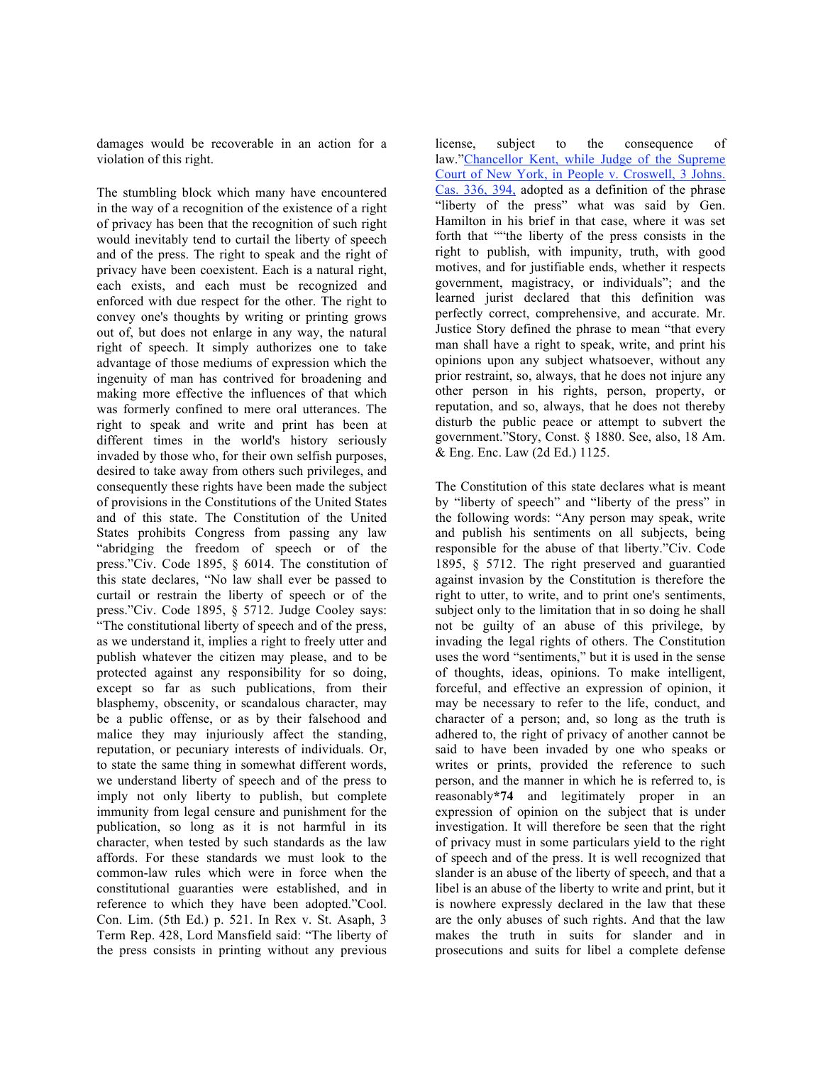damages would be recoverable in an action for a violation of this right.

The stumbling block which many have encountered in the way of a recognition of the existence of a right of privacy has been that the recognition of such right would inevitably tend to curtail the liberty of speech and of the press. The right to speak and the right of privacy have been coexistent. Each is a natural right, each exists, and each must be recognized and enforced with due respect for the other. The right to convey one's thoughts by writing or printing grows out of, but does not enlarge in any way, the natural right of speech. It simply authorizes one to take advantage of those mediums of expression which the ingenuity of man has contrived for broadening and making more effective the influences of that which was formerly confined to mere oral utterances. The right to speak and write and print has been at different times in the world's history seriously invaded by those who, for their own selfish purposes, desired to take away from others such privileges, and consequently these rights have been made the subject of provisions in the Constitutions of the United States and of this state. The Constitution of the United States prohibits Congress from passing any law "abridging the freedom of speech or of the press."Civ. Code 1895, § 6014. The constitution of this state declares, "No law shall ever be passed to curtail or restrain the liberty of speech or of the press."Civ. Code 1895, § 5712. Judge Cooley says: "The constitutional liberty of speech and of the press, as we understand it, implies a right to freely utter and publish whatever the citizen may please, and to be protected against any responsibility for so doing, except so far as such publications, from their blasphemy, obscenity, or scandalous character, may be a public offense, or as by their falsehood and malice they may injuriously affect the standing, reputation, or pecuniary interests of individuals. Or, to state the same thing in somewhat different words, we understand liberty of speech and of the press to imply not only liberty to publish, but complete immunity from legal censure and punishment for the publication, so long as it is not harmful in its character, when tested by such standards as the law affords. For these standards we must look to the common-law rules which were in force when the constitutional guaranties were established, and in reference to which they have been adopted."Cool. Con. Lim. (5th Ed.) p. 521. In Rex v. St. Asaph, 3 Term Rep. 428, Lord Mansfield said: "The liberty of the press consists in printing without any previous license, subject to the consequence of law."Chancellor Kent, while Judge of the Supreme Court of New York, in People v. Croswell, 3 Johns. Cas. 336, 394, adopted as a definition of the phrase "liberty of the press" what was said by Gen. Hamilton in his brief in that case, where it was set forth that ""the liberty of the press consists in the right to publish, with impunity, truth, with good motives, and for justifiable ends, whether it respects government, magistracy, or individuals"; and the learned jurist declared that this definition was perfectly correct, comprehensive, and accurate. Mr. Justice Story defined the phrase to mean "that every man shall have a right to speak, write, and print his opinions upon any subject whatsoever, without any prior restraint, so, always, that he does not injure any other person in his rights, person, property, or reputation, and so, always, that he does not thereby disturb the public peace or attempt to subvert the government."Story, Const. § 1880. See, also, 18 Am. & Eng. Enc. Law (2d Ed.) 1125.

The Constitution of this state declares what is meant by "liberty of speech" and "liberty of the press" in the following words: "Any person may speak, write and publish his sentiments on all subjects, being responsible for the abuse of that liberty."Civ. Code 1895, § 5712. The right preserved and guarantied against invasion by the Constitution is therefore the right to utter, to write, and to print one's sentiments, subject only to the limitation that in so doing he shall not be guilty of an abuse of this privilege, by invading the legal rights of others. The Constitution uses the word "sentiments," but it is used in the sense of thoughts, ideas, opinions. To make intelligent, forceful, and effective an expression of opinion, it may be necessary to refer to the life, conduct, and character of a person; and, so long as the truth is adhered to, the right of privacy of another cannot be said to have been invaded by one who speaks or writes or prints, provided the reference to such person, and the manner in which he is referred to, is reasonably***74** and legitimately proper in an expression of opinion on the subject that is under investigation. It will therefore be seen that the right of privacy must in some particulars yield to the right of speech and of the press. It is well recognized that slander is an abuse of the liberty of speech, and that a libel is an abuse of the liberty to write and print, but it is nowhere expressly declared in the law that these are the only abuses of such rights. And that the law makes the truth in suits for slander and in prosecutions and suits for libel a complete defense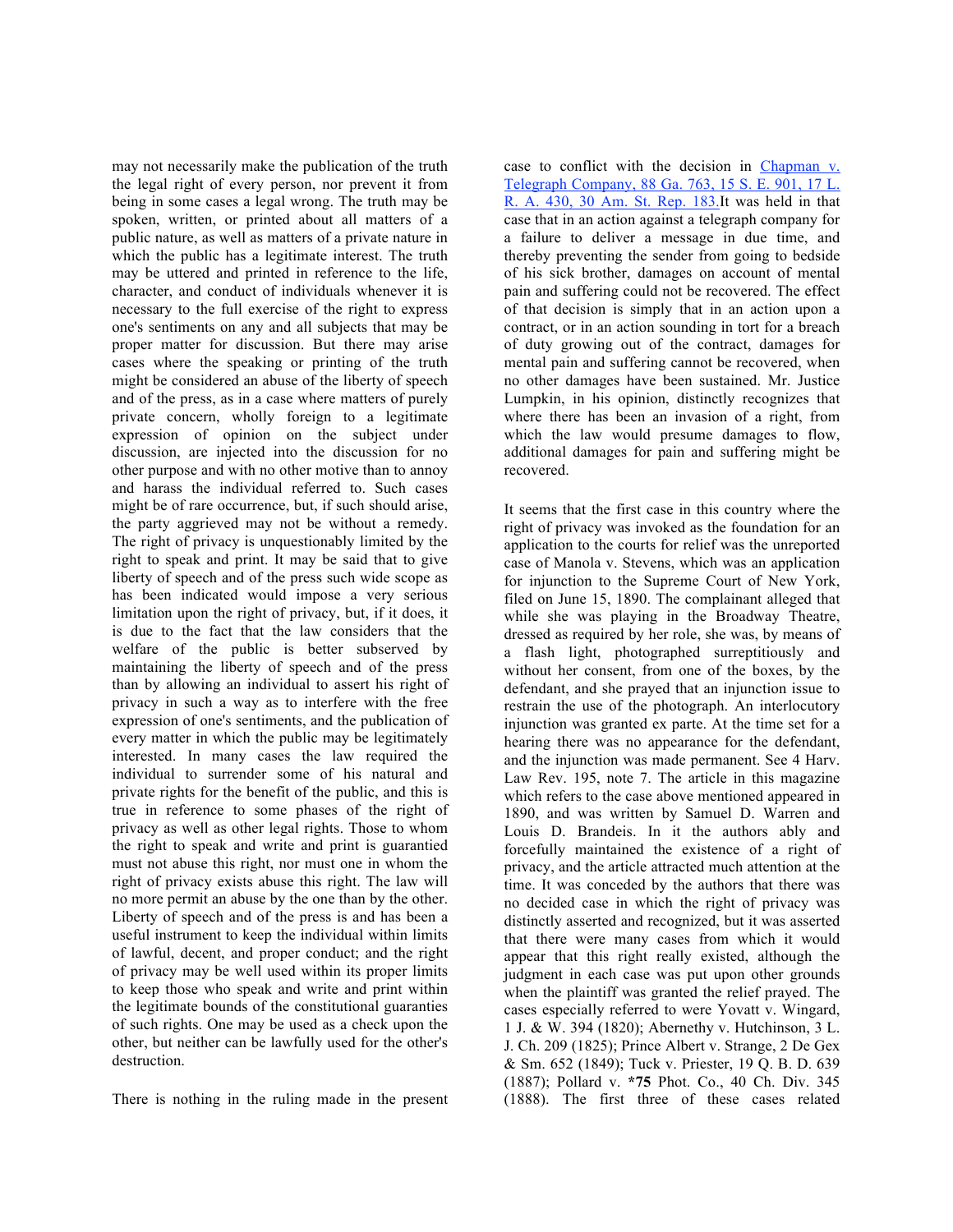may not necessarily make the publication of the truth the legal right of every person, nor prevent it from being in some cases a legal wrong. The truth may be spoken, written, or printed about all matters of a public nature, as well as matters of a private nature in which the public has a legitimate interest. The truth may be uttered and printed in reference to the life, character, and conduct of individuals whenever it is necessary to the full exercise of the right to express one's sentiments on any and all subjects that may be proper matter for discussion. But there may arise cases where the speaking or printing of the truth might be considered an abuse of the liberty of speech and of the press, as in a case where matters of purely private concern, wholly foreign to a legitimate expression of opinion on the subject under discussion, are injected into the discussion for no other purpose and with no other motive than to annoy and harass the individual referred to. Such cases might be of rare occurrence, but, if such should arise, the party aggrieved may not be without a remedy. The right of privacy is unquestionably limited by the right to speak and print. It may be said that to give liberty of speech and of the press such wide scope as has been indicated would impose a very serious limitation upon the right of privacy, but, if it does, it is due to the fact that the law considers that the welfare of the public is better subserved by maintaining the liberty of speech and of the press than by allowing an individual to assert his right of privacy in such a way as to interfere with the free expression of one's sentiments, and the publication of every matter in which the public may be legitimately interested. In many cases the law required the individual to surrender some of his natural and private rights for the benefit of the public, and this is true in reference to some phases of the right of privacy as well as other legal rights. Those to whom the right to speak and write and print is guarantied must not abuse this right, nor must one in whom the right of privacy exists abuse this right. The law will no more permit an abuse by the one than by the other. Liberty of speech and of the press is and has been a useful instrument to keep the individual within limits of lawful, decent, and proper conduct; and the right of privacy may be well used within its proper limits to keep those who speak and write and print within the legitimate bounds of the constitutional guaranties of such rights. One may be used as a check upon the other, but neither can be lawfully used for the other's destruction.

There is nothing in the ruling made in the present case to conflict with the decision in Chapman v. Telegraph Company, 88 Ga. 763, 15 S. E. 901, 17 L. R. A. 430, 30 Am. St. Rep. 183.It was held in that case that in an action against a telegraph company for a failure to deliver a message in due time, and thereby preventing the sender from going to bedside of his sick brother, damages on account of mental pain and suffering could not be recovered. The effect of that decision is simply that in an action upon a contract, or in an action sounding in tort for a breach of duty growing out of the contract, damages for mental pain and suffering cannot be recovered, when no other damages have been sustained. Mr. Justice Lumpkin, in his opinion, distinctly recognizes that where there has been an invasion of a right, from which the law would presume damages to flow, additional damages for pain and suffering might be recovered.

It seems that the first case in this country where the right of privacy was invoked as the foundation for an application to the courts for relief was the unreported case of Manola v. Stevens, which was an application for injunction to the Supreme Court of New York, filed on June 15, 1890. The complainant alleged that while she was playing in the Broadway Theatre, dressed as required by her role, she was, by means of a flash light, photographed surreptitiously and without her consent, from one of the boxes, by the defendant, and she prayed that an injunction issue to restrain the use of the photograph. An interlocutory injunction was granted ex parte. At the time set for a hearing there was no appearance for the defendant, and the injunction was made permanent. See 4 Harv. Law Rev. 195, note 7. The article in this magazine which refers to the case above mentioned appeared in 1890, and was written by Samuel D. Warren and Louis D. Brandeis. In it the authors ably and forcefully maintained the existence of a right of privacy, and the article attracted much attention at the time. It was conceded by the authors that there was no decided case in which the right of privacy was distinctly asserted and recognized, but it was asserted that there were many cases from which it would appear that this right really existed, although the judgment in each case was put upon other grounds when the plaintiff was granted the relief prayed. The cases especially referred to were Yovatt v. Wingard, 1 J. & W. 394 (1820); Abernethy v. Hutchinson, 3 L. J. Ch. 209 (1825); Prince Albert v. Strange, 2 De Gex & Sm. 652 (1849); Tuck v. Priester, 19 Q. B. D. 639 (1887); Pollard v. *75 Phot. Co., 40 Ch. Div. 345 (1888). The first three of these cases related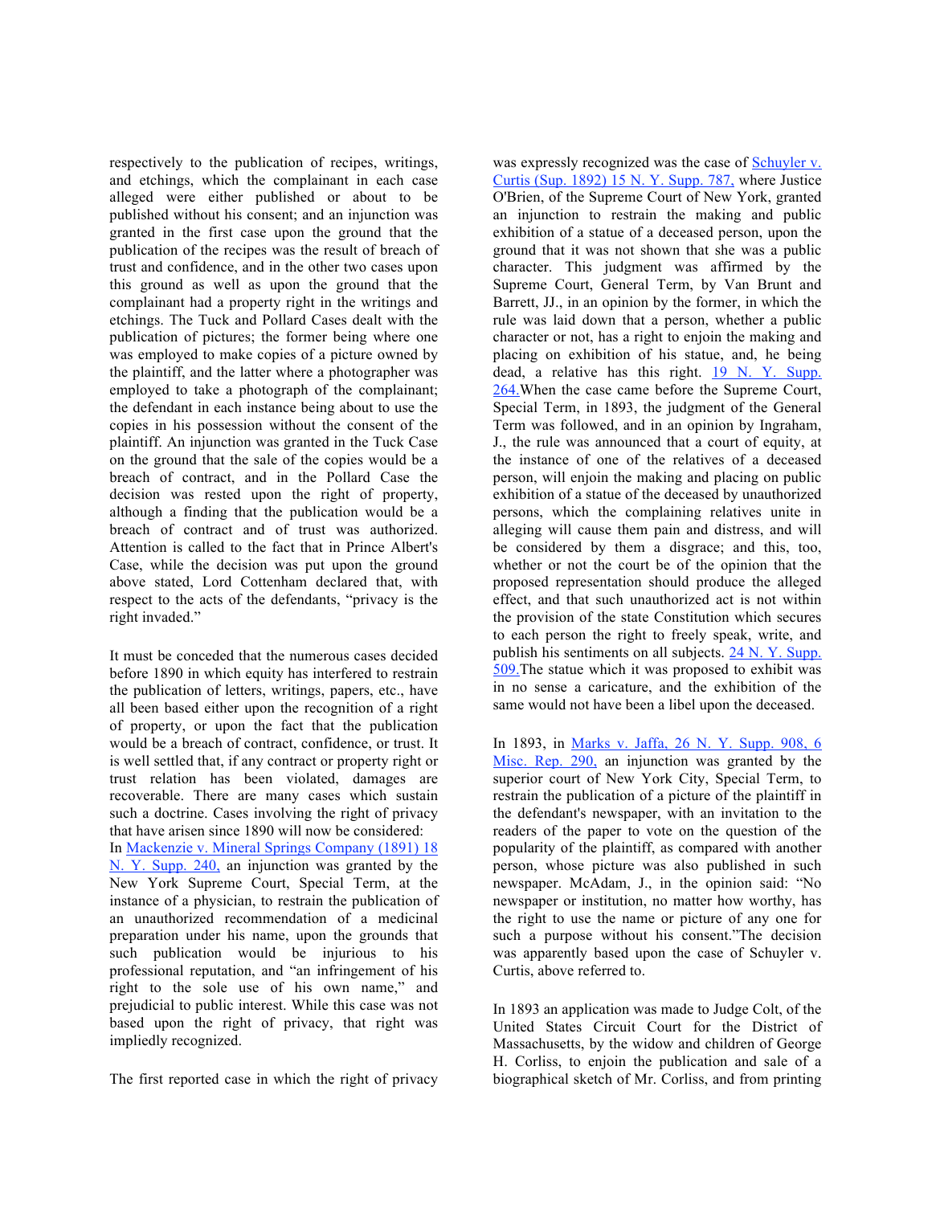respectively to the publication of recipes, writings, and etchings, which the complainant in each case alleged were either published or about to be published without his consent; and an injunction was granted in the first case upon the ground that the publication of the recipes was the result of breach of trust and confidence, and in the other two cases upon this ground as well as upon the ground that the complainant had a property right in the writings and etchings. The Tuck and Pollard Cases dealt with the publication of pictures; the former being where one was employed to make copies of a picture owned by the plaintiff, and the latter where a photographer was employed to take a photograph of the complainant; the defendant in each instance being about to use the copies in his possession without the consent of the plaintiff. An injunction was granted in the Tuck Case on the ground that the sale of the copies would be a breach of contract, and in the Pollard Case the decision was rested upon the right of property, although a finding that the publication would be a breach of contract and of trust was authorized. Attention is called to the fact that in Prince Albert's Case, while the decision was put upon the ground above stated, Lord Cottenham declared that, with respect to the acts of the defendants, "privacy is the right invaded."

It must be conceded that the numerous cases decided before 1890 in which equity has interfered to restrain the publication of letters, writings, papers, etc., have all been based either upon the recognition of a right of property, or upon the fact that the publication would be a breach of contract, confidence, or trust. It is well settled that, if any contract or property right or trust relation has been violated, damages are recoverable. There are many cases which sustain such a doctrine. Cases involving the right of privacy that have arisen since 1890 will now be considered:

In Mackenzie v. Mineral Springs Company (1891) 18 N. Y. Supp. 240, an injunction was granted by the New York Supreme Court, Special Term, at the instance of a physician, to restrain the publication of an unauthorized recommendation of a medicinal preparation under his name, upon the grounds that such publication would be injurious to his professional reputation, and "an infringement of his right to the sole use of his own name," and prejudicial to public interest. While this case was not based upon the right of privacy, that right was impliedly recognized.

The first reported case in which the right of privacy was expressly recognized was the case of Schuyler v. Curtis (Sup. 1892) 15 N. Y. Supp. 787, where Justice O'Brien, of the Supreme Court of New York, granted an injunction to restrain the making and public exhibition of a statue of a deceased person, upon the ground that it was not shown that she was a public character. This judgment was affirmed by the Supreme Court, General Term, by Van Brunt and Barrett, JJ., in an opinion by the former, in which the rule was laid down that a person, whether a public character or not, has a right to enjoin the making and placing on exhibition of his statue, and, he being dead, a relative has this right. 19 N. Y. Supp. 264. When the case came before the Supreme Court, Special Term, in 1893, the judgment of the General Term was followed, and in an opinion by Ingraham, J., the rule was announced that a court of equity, at the instance of one of the relatives of a deceased person, will enjoin the making and placing on public exhibition of a statue of the deceased by unauthorized persons, which the complaining relatives unite in alleging will cause them pain and distress, and will be considered by them a disgrace; and this, too, whether or not the court be of the opinion that the proposed representation should produce the alleged effect, and that such unauthorized act is not within the provision of the state Constitution which secures to each person the right to freely speak, write, and publish his sentiments on all subjects. 24 N. Y. Supp. 509. The statue which it was proposed to exhibit was in no sense a caricature, and the exhibition of the same would not have been a libel upon the deceased.

In 1893, in Marks v. Jaffa, 26 N. Y. Supp. 908, 6 Misc. Rep. 290, an injunction was granted by the superior court of New York City, Special Term, to restrain the publication of a picture of the plaintiff in the defendant's newspaper, with an invitation to the readers of the paper to vote on the question of the popularity of the plaintiff, as compared with another person, whose picture was also published in such newspaper. McAdam, J., in the opinion said: "No newspaper or institution, no matter how worthy, has the right to use the name or picture of any one for such a purpose without his consent." The decision was apparently based upon the case of Schuyler v. Curtis, above referred to.

In 1893 an application was made to Judge Colt, of the United States Circuit Court for the District of Massachusetts, by the widow and children of George H. Corliss, to enjoin the publication and sale of a biographical sketch of Mr. Corliss, and from printing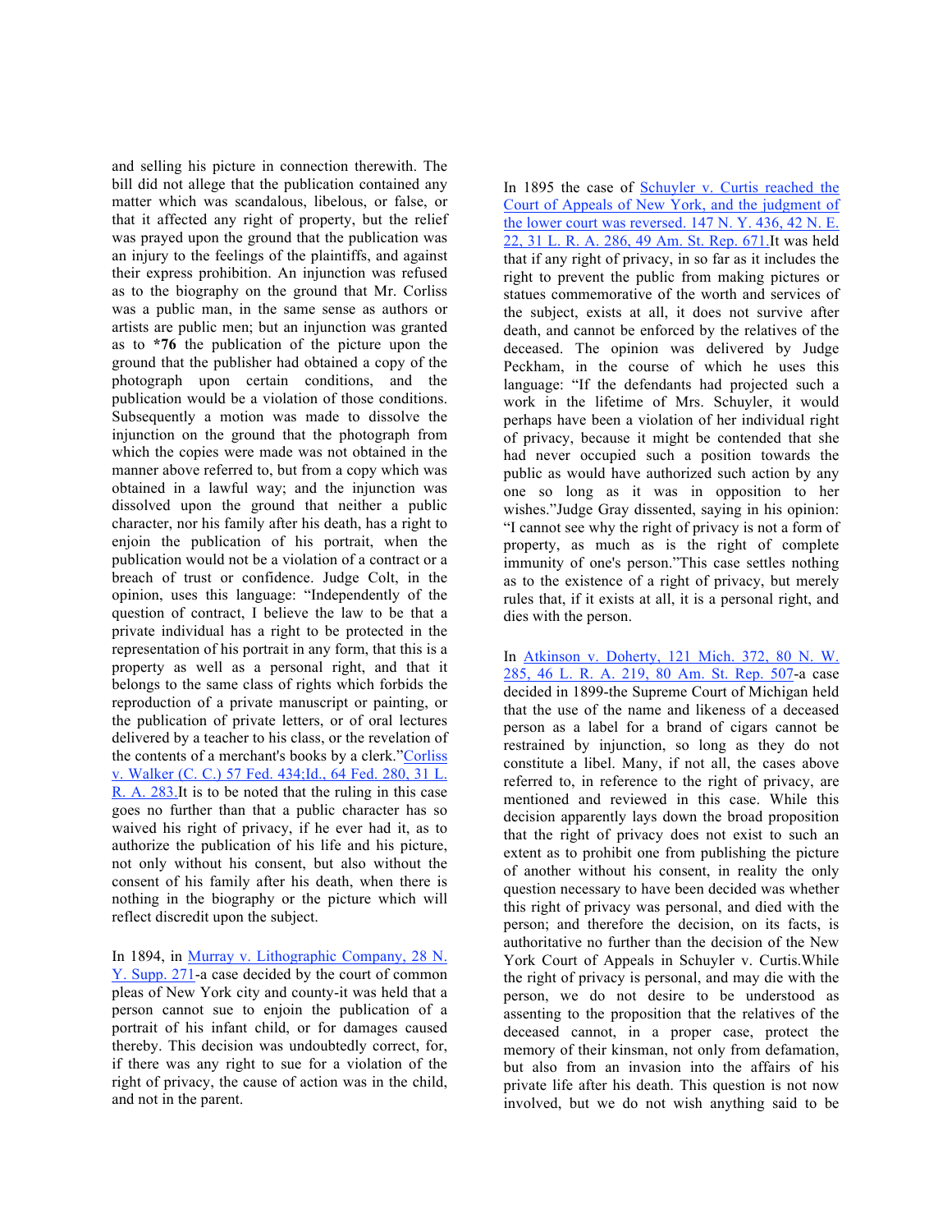and selling his picture in connection therewith. The bill did not allege that the publication contained any matter which was scandalous, libelous, or false, or that it affected any right of property, but the relief was prayed upon the ground that the publication was an injury to the feelings of the plaintiffs, and against their express prohibition. An injunction was refused as to the biography on the ground that Mr. Corliss was a public man, in the same sense as authors or artists are public men; but an injunction was granted as to **\*76** the publication of the picture upon the ground that the publisher had obtained a copy of the photograph upon certain conditions, and the publication would be a violation of those conditions. Subsequently a motion was made to dissolve the injunction on the ground that the photograph from which the copies were made was not obtained in the manner above referred to, but from a copy which was obtained in a lawful way; and the injunction was dissolved upon the ground that neither a public character, nor his family after his death, has a right to enjoin the publication of his portrait, when the publication would not be a violation of a contract or a breach of trust or confidence. Judge Colt, in the opinion, uses this language: "Independently of the question of contract, I believe the law to be that a private individual has a right to be protected in the representation of his portrait in any form, that this is a property as well as a personal right, and that it belongs to the same class of rights which forbids the reproduction of a private manuscript or painting, or the publication of private letters, or of oral lectures delivered by a teacher to his class, or the revelation of the contents of a merchant's books by a clerk."Corliss v. Walker (C. C.) 57 Fed. 434;Id., 64 Fed. 280, 31 L. R. A. 283.It is to be noted that the ruling in this case goes no further than that a public character has so waived his right of privacy, if he ever had it, as to authorize the publication of his life and his picture, not only without his consent, but also without the consent of his family after his death, when there is nothing in the biography or the picture which will reflect discredit upon the subject.

In 1894, in Murray v. Lithographic Company, 28 N. Y. Supp. 271-a case decided by the court of common pleas of New York city and county-it was held that a person cannot sue to enjoin the publication of a portrait of his infant child, or for damages caused thereby. This decision was undoubtedly correct, for, if there was any right to sue for a violation of the right of privacy, the cause of action was in the child, and not in the parent.

In 1895 the case of Schuyler v. Curtis reached the Court of Appeals of New York, and the judgment of the lower court was reversed. 147 N. Y. 436, 42 N. E. 22, 31 L. R. A. 286, 49 Am. St. Rep. 671.It was held that if any right of privacy, in so far as it includes the right to prevent the public from making pictures or statues commemorative of the worth and services of the subject, exists at all, it does not survive after death, and cannot be enforced by the relatives of the deceased. The opinion was delivered by Judge Peckham, in the course of which he uses this language: "If the defendants had projected such a work in the lifetime of Mrs. Schuyler, it would perhaps have been a violation of her individual right of privacy, because it might be contended that she had never occupied such a position towards the public as would have authorized such action by any one so long as it was in opposition to her wishes."Judge Gray dissented, saying in his opinion: "I cannot see why the right of privacy is not a form of property, as much as is the right of complete immunity of one's person."This case settles nothing as to the existence of a right of privacy, but merely rules that, if it exists at all, it is a personal right, and dies with the person.

In Atkinson v. Doherty, 121 Mich. 372, 80 N. W. 285, 46 L. R. A. 219, 80 Am. St. Rep. 507-a case decided in 1899-the Supreme Court of Michigan held that the use of the name and likeness of a deceased person as a label for a brand of cigars cannot be restrained by injunction, so long as they do not constitute a libel. Many, if not all, the cases above referred to, in reference to the right of privacy, are mentioned and reviewed in this case. While this decision apparently lays down the broad proposition that the right of privacy does not exist to such an extent as to prohibit one from publishing the picture of another without his consent, in reality the only question necessary to have been decided was whether this right of privacy was personal, and died with the person; and therefore the decision, on its facts, is authoritative no further than the decision of the New York Court of Appeals in Schuyler v. Curtis.While the right of privacy is personal, and may die with the person, we do not desire to be understood as assenting to the proposition that the relatives of the deceased cannot, in a proper case, protect the memory of their kinsman, not only from defamation, but also from an invasion into the affairs of his private life after his death. This question is not now involved, but we do not wish anything said to be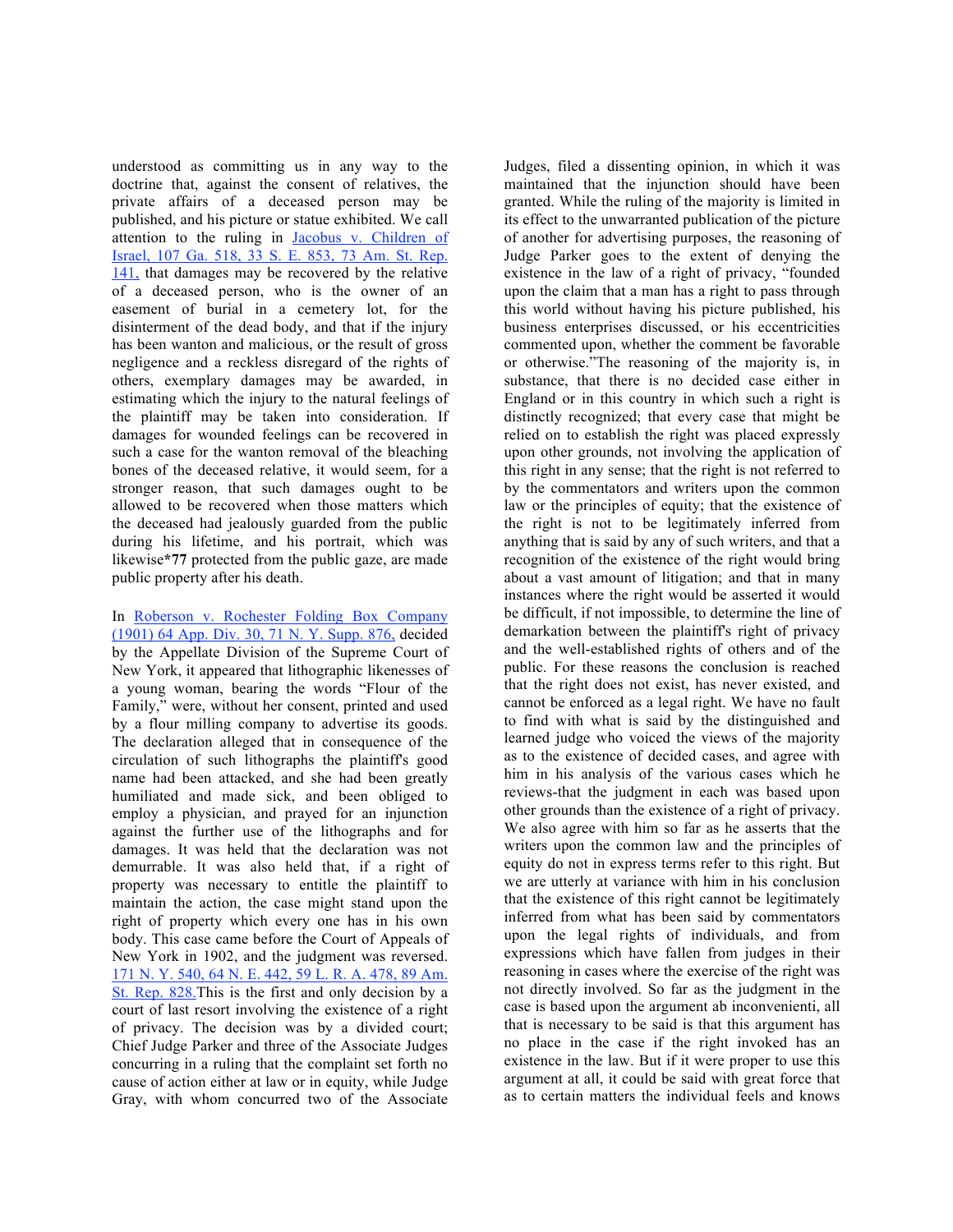understood as committing us in any way to the doctrine that, against the consent of relatives, the private affairs of a deceased person may be published, and his picture or statue exhibited. We call attention to the ruling in Jacobus v. Children of Israel, 107 Ga. 518, 33 S. E. 853, 73 Am. St. Rep. 141, that damages may be recovered by the relative of a deceased person, who is the owner of an easement of burial in a cemetery lot, for the disinterment of the dead body, and that if the injury has been wanton and malicious, or the result of gross negligence and a reckless disregard of the rights of others, exemplary damages may be awarded, in estimating which the injury to the natural feelings of the plaintiff may be taken into consideration. If damages for wounded feelings can be recovered in such a case for the wanton removal of the bleaching bones of the deceased relative, it would seem, for a stronger reason, that such damages ought to be allowed to be recovered when those matters which the deceased had jealously guarded from the public during his lifetime, and his portrait, which was likewise**\*77** protected from the public gaze, are made public property after his death.

In Roberson v. Rochester Folding Box Company (1901) 64 App. Div. 30, 71 N. Y. Supp. 876, decided by the Appellate Division of the Supreme Court of New York, it appeared that lithographic likenesses of a young woman, bearing the words "Flour of the Family," were, without her consent, printed and used by a flour milling company to advertise its goods. The declaration alleged that in consequence of the circulation of such lithographs the plaintiff's good name had been attacked, and she had been greatly humiliated and made sick, and been obliged to employ a physician, and prayed for an injunction against the further use of the lithographs and for damages. It was held that the declaration was not demurrable. It was also held that, if a right of property was necessary to entitle the plaintiff to maintain the action, the case might stand upon the right of property which every one has in his own body. This case came before the Court of Appeals of New York in 1902, and the judgment was reversed. 171 N. Y. 540, 64 N. E. 442, 59 L. R. A. 478, 89 Am. St. Rep. 828.This is the first and only decision by a court of last resort involving the existence of a right of privacy. The decision was by a divided court; Chief Judge Parker and three of the Associate Judges concurring in a ruling that the complaint set forth no cause of action either at law or in equity, while Judge Gray, with whom concurred two of the Associate Judges, filed a dissenting opinion, in which it was maintained that the injunction should have been granted. While the ruling of the majority is limited in its effect to the unwarranted publication of the picture of another for advertising purposes, the reasoning of Judge Parker goes to the extent of denying the existence in the law of a right of privacy, "founded upon the claim that a man has a right to pass through this world without having his picture published, his business enterprises discussed, or his eccentricities commented upon, whether the comment be favorable or otherwise."The reasoning of the majority is, in substance, that there is no decided case either in England or in this country in which such a right is distinctly recognized; that every case that might be relied on to establish the right was placed expressly upon other grounds, not involving the application of this right in any sense; that the right is not referred to by the commentators and writers upon the common law or the principles of equity; that the existence of the right is not to be legitimately inferred from anything that is said by any of such writers, and that a recognition of the existence of the right would bring about a vast amount of litigation; and that in many instances where the right would be asserted it would be difficult, if not impossible, to determine the line of demarkation between the plaintiff's right of privacy and the well-established rights of others and of the public. For these reasons the conclusion is reached that the right does not exist, has never existed, and cannot be enforced as a legal right. We have no fault to find with what is said by the distinguished and learned judge who voiced the views of the majority as to the existence of decided cases, and agree with him in his analysis of the various cases which he reviews-that the judgment in each was based upon other grounds than the existence of a right of privacy. We also agree with him so far as he asserts that the writers upon the common law and the principles of equity do not in express terms refer to this right. But we are utterly at variance with him in his conclusion that the existence of this right cannot be legitimately inferred from what has been said by commentators upon the legal rights of individuals, and from expressions which have fallen from judges in their reasoning in cases where the exercise of the right was not directly involved. So far as the judgment in the case is based upon the argument ab inconvenienti, all that is necessary to be said is that this argument has no place in the case if the right invoked has an existence in the law. But if it were proper to use this argument at all, it could be said with great force that as to certain matters the individual feels and knows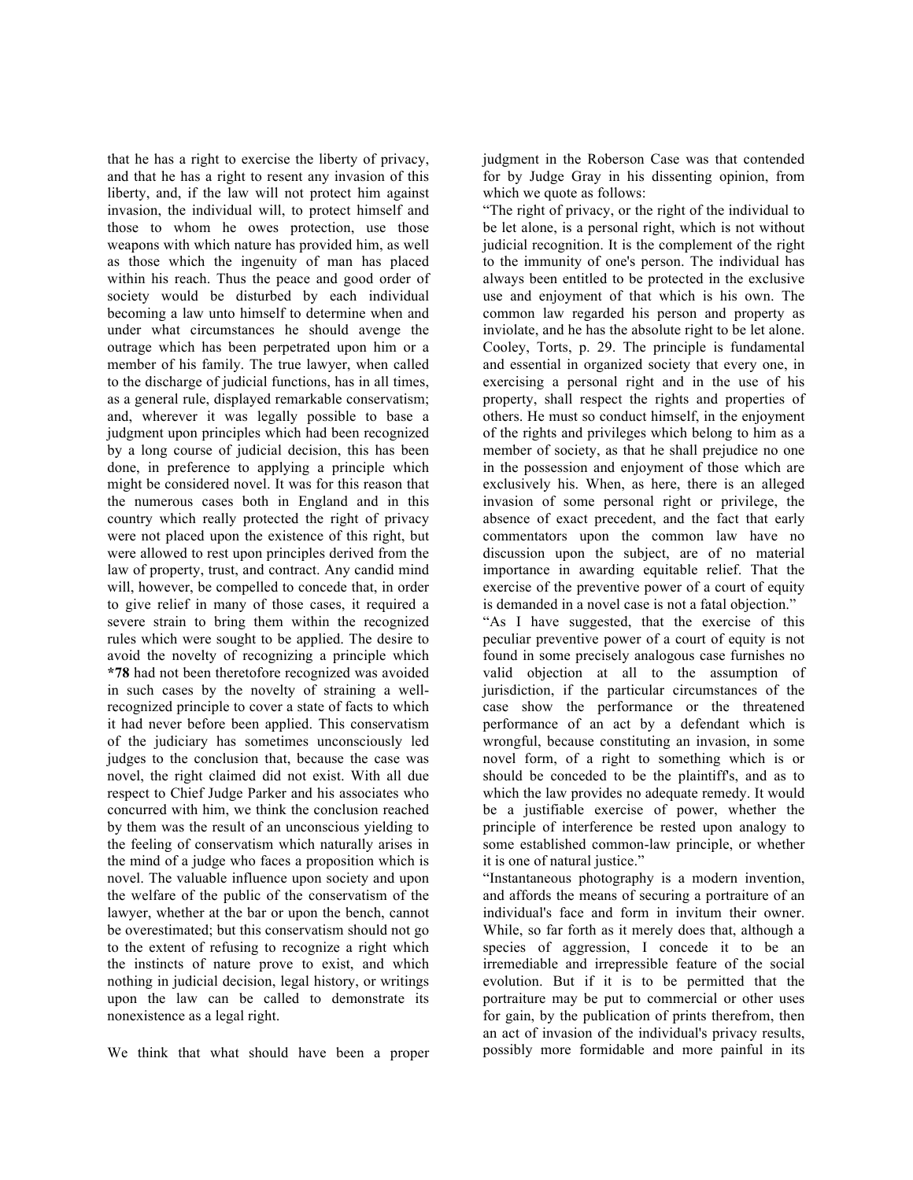that he has a right to exercise the liberty of privacy, and that he has a right to resent any invasion of this liberty, and, if the law will not protect him against invasion, the individual will, to protect himself and those to whom he owes protection, use those weapons with which nature has provided him, as well as those which the ingenuity of man has placed within his reach. Thus the peace and good order of society would be disturbed by each individual becoming a law unto himself to determine when and under what circumstances he should avenge the outrage which has been perpetrated upon him or a member of his family. The true lawyer, when called to the discharge of judicial functions, has in all times, as a general rule, displayed remarkable conservatism; and, wherever it was legally possible to base a judgment upon principles which had been recognized by a long course of judicial decision, this has been done, in preference to applying a principle which might be considered novel. It was for this reason that the numerous cases both in England and in this country which really protected the right of privacy were not placed upon the existence of this right, but were allowed to rest upon principles derived from the law of property, trust, and contract. Any candid mind will, however, be compelled to concede that, in order to give relief in many of those cases, it required a severe strain to bring them within the recognized rules which were sought to be applied. The desire to avoid the novelty of recognizing a principle which **\*78** had not been theretofore recognized was avoided in such cases by the novelty of straining a well-recognized principle to cover a state of facts to which it had never before been applied. This conservatism of the judiciary has sometimes unconsciously led judges to the conclusion that, because the case was novel, the right claimed did not exist. With all due respect to Chief Judge Parker and his associates who concurred with him, we think the conclusion reached by them was the result of an unconscious yielding to the feeling of conservatism which naturally arises in the mind of a judge who faces a proposition which is novel. The valuable influence upon society and upon the welfare of the public of the conservatism of the lawyer, whether at the bar or upon the bench, cannot be overestimated; but this conservatism should not go to the extent of refusing to recognize a right which the instincts of nature prove to exist, and which nothing in judicial decision, legal history, or writings upon the law can be called to demonstrate its nonexistence as a legal right.

We think that what should have been a proper judgment in the Roberson Case was that contended for by Judge Gray in his dissenting opinion, from which we quote as follows:

"The right of privacy, or the right of the individual to be let alone, is a personal right, which is not without judicial recognition. It is the complement of the right to the immunity of one's person. The individual has always been entitled to be protected in the exclusive use and enjoyment of that which is his own. The common law regarded his person and property as inviolate, and he has the absolute right to be let alone. Cooley, Torts, p. 29. The principle is fundamental and essential in organized society that every one, in exercising a personal right and in the use of his property, shall respect the rights and properties of others. He must so conduct himself, in the enjoyment of the rights and privileges which belong to him as a member of society, as that he shall prejudice no one in the possession and enjoyment of those which are exclusively his. When, as here, there is an alleged invasion of some personal right or privilege, the absence of exact precedent, and the fact that early commentators upon the common law have no discussion upon the subject, are of no material importance in awarding equitable relief. That the exercise of the preventive power of a court of equity is demanded in a novel case is not a fatal objection."

"As I have suggested, that the exercise of this peculiar preventive power of a court of equity is not found in some precisely analogous case furnishes no valid objection at all to the assumption of jurisdiction, if the particular circumstances of the case show the performance or the threatened performance of an act by a defendant which is wrongful, because constituting an invasion, in some novel form, of a right to something which is or should be conceded to be the plaintiff's, and as to which the law provides no adequate remedy. It would be a justifiable exercise of power, whether the principle of interference be rested upon analogy to some established common-law principle, or whether it is one of natural justice."

"Instantaneous photography is a modern invention, and affords the means of securing a portraiture of an individual's face and form in invitum their owner. While, so far forth as it merely does that, although a species of aggression, I concede it to be an irremediable and irrepressible feature of the social evolution. But if it is to be permitted that the portraiture may be put to commercial or other uses for gain, by the publication of prints therefrom, then an act of invasion of the individual's privacy results, possibly more formidable and more painful in its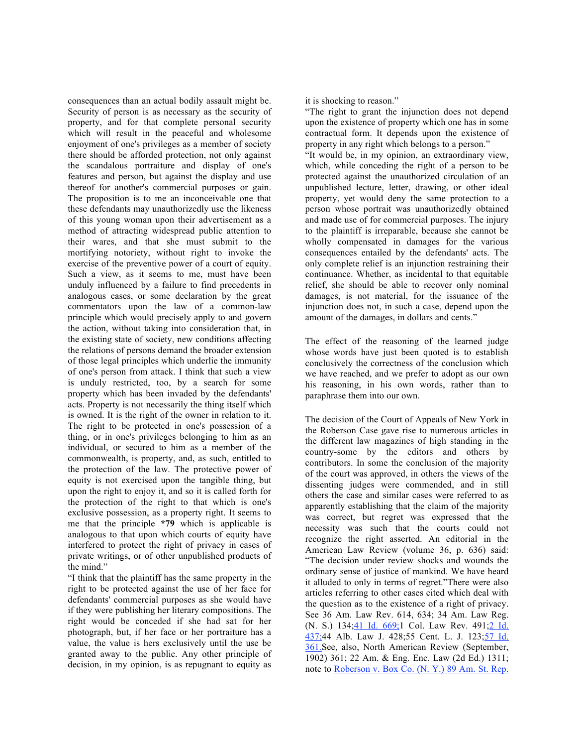consequences than an actual bodily assault might be. Security of person is as necessary as the security of property, and for that complete personal security which will result in the peaceful and wholesome enjoyment of one's privileges as a member of society there should be afforded protection, not only against the scandalous portraiture and display of one's features and person, but against the display and use thereof for another's commercial purposes or gain. The proposition is to me an inconceivable one that these defendants may unauthorizedly use the likeness of this young woman upon their advertisement as a method of attracting widespread public attention to their wares, and that she must submit to the mortifying notoriety, without right to invoke the exercise of the preventive power of a court of equity. Such a view, as it seems to me, must have been unduly influenced by a failure to find precedents in analogous cases, or some declaration by the great commentators upon the law of a common-law principle which would precisely apply to and govern the action, without taking into consideration that, in the existing state of society, new conditions affecting the relations of persons demand the broader extension of those legal principles which underlie the immunity of one's person from attack. I think that such a view is unduly restricted, too, by a search for some property which has been invaded by the defendants' acts. Property is not necessarily the thing itself which is owned. It is the right of the owner in relation to it. The right to be protected in one's possession of a thing, or in one's privileges belonging to him as an individual, or secured to him as a member of the commonwealth, is property, and, as such, entitled to the protection of the law. The protective power of equity is not exercised upon the tangible thing, but upon the right to enjoy it, and so it is called forth for the protection of the right to that which is one's exclusive possession, as a property right. It seems to me that the principle **\*79** which is applicable is analogous to that upon which courts of equity have interfered to protect the right of privacy in cases of private writings, or of other unpublished products of the mind."

"I think that the plaintiff has the same property in the right to be protected against the use of her face for defendants' commercial purposes as she would have if they were publishing her literary compositions. The right would be conceded if she had sat for her photograph, but, if her face or her portraiture has a value, the value is hers exclusively until the use be granted away to the public. Any other principle of decision, in my opinion, is as repugnant to equity as it is shocking to reason."

"The right to grant the injunction does not depend upon the existence of property which one has in some contractual form. It depends upon the existence of property in any right which belongs to a person."

"It would be, in my opinion, an extraordinary view, which, while conceding the right of a person to be protected against the unauthorized circulation of an unpublished lecture, letter, drawing, or other ideal property, yet would deny the same protection to a person whose portrait was unauthorizedly obtained and made use of for commercial purposes. The injury to the plaintiff is irreparable, because she cannot be wholly compensated in damages for the various consequences entailed by the defendants' acts. The only complete relief is an injunction restraining their continuance. Whether, as incidental to that equitable relief, she should be able to recover only nominal damages, is not material, for the issuance of the injunction does not, in such a case, depend upon the amount of the damages, in dollars and cents."

The effect of the reasoning of the learned judge whose words have just been quoted is to establish conclusively the correctness of the conclusion which we have reached, and we prefer to adopt as our own his reasoning, in his own words, rather than to paraphrase them into our own.

The decision of the Court of Appeals of New York in the Roberson Case gave rise to numerous articles in the different law magazines of high standing in the country-some by the editors and others by contributors. In some the conclusion of the majority of the court was approved, in others the views of the dissenting judges were commended, and in still others the case and similar cases were referred to as apparently establishing that the claim of the majority was correct, but regret was expressed that the necessity was such that the courts could not recognize the right asserted. An editorial in the American Law Review (volume 36, p. 636) said: "The decision under review shocks and wounds the ordinary sense of justice of mankind. We have heard it alluded to only in terms of regret."There were also articles referring to other cases cited which deal with the question as to the existence of a right of privacy. See 36 Am. Law Rev. 614, 634; 34 Am. Law Reg. (N. S.) 134;41 Id. 669;1 Col. Law Rev. 491;2 Id. 437;44 Alb. Law J. 428;55 Cent. L. J. 123;57 Id. 361.See, also, North American Review (September, 1902) 361; 22 Am. & Eng. Enc. Law (2d Ed.) 1311; note to Roberson v. Box Co. (N. Y.) 89 Am. St. Rep.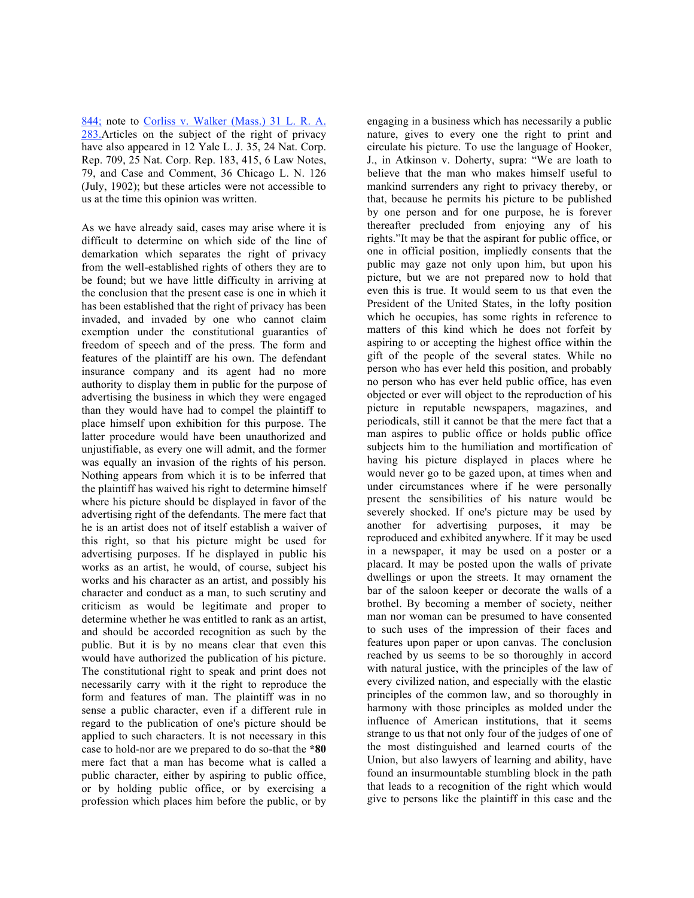844; note to Corliss v. Walker (Mass.) 31 L. R. A. 283.Articles on the subject of the right of privacy have also appeared in 12 Yale L. J. 35, 24 Nat. Corp. Rep. 709, 25 Nat. Corp. Rep. 183, 415, 6 Law Notes, 79, and Case and Comment, 36 Chicago L. N. 126 (July, 1902); but these articles were not accessible to us at the time this opinion was written.

As we have already said, cases may arise where it is difficult to determine on which side of the line of demarkation which separates the right of privacy from the well-established rights of others they are to be found; but we have little difficulty in arriving at the conclusion that the present case is one in which it has been established that the right of privacy has been invaded, and invaded by one who cannot claim exemption under the constitutional guaranties of freedom of speech and of the press. The form and features of the plaintiff are his own. The defendant insurance company and its agent had no more authority to display them in public for the purpose of advertising the business in which they were engaged than they would have had to compel the plaintiff to place himself upon exhibition for this purpose. The latter procedure would have been unauthorized and unjustifiable, as every one will admit, and the former was equally an invasion of the rights of his person. Nothing appears from which it is to be inferred that the plaintiff has waived his right to determine himself where his picture should be displayed in favor of the advertising right of the defendants. The mere fact that he is an artist does not of itself establish a waiver of this right, so that his picture might be used for advertising purposes. If he displayed in public his works as an artist, he would, of course, subject his works and his character as an artist, and possibly his character and conduct as a man, to such scrutiny and criticism as would be legitimate and proper to determine whether he was entitled to rank as an artist, and should be accorded recognition as such by the public. But it is by no means clear that even this would have authorized the publication of his picture. The constitutional right to speak and print does not necessarily carry with it the right to reproduce the form and features of man. The plaintiff was in no sense a public character, even if a different rule in regard to the publication of one's picture should be applied to such characters. It is not necessary in this case to hold-nor are we prepared to do so-that the **\*80** mere fact that a man has become what is called a public character, either by aspiring to public office, or by holding public office, or by exercising a profession which places him before the public, or by engaging in a business which has necessarily a public nature, gives to every one the right to print and circulate his picture. To use the language of Hooker, J., in Atkinson v. Doherty, supra: "We are loath to believe that the man who makes himself useful to mankind surrenders any right to privacy thereby, or that, because he permits his picture to be published by one person and for one purpose, he is forever thereafter precluded from enjoying any of his rights."It may be that the aspirant for public office, or one in official position, impliedly consents that the public may gaze not only upon him, but upon his picture, but we are not prepared now to hold that even this is true. It would seem to us that even the President of the United States, in the lofty position which he occupies, has some rights in reference to matters of this kind which he does not forfeit by aspiring to or accepting the highest office within the gift of the people of the several states. While no person who has ever held this position, and probably no person who has ever held public office, has even objected or ever will object to the reproduction of his picture in reputable newspapers, magazines, and periodicals, still it cannot be that the mere fact that a man aspires to public office or holds public office subjects him to the humiliation and mortification of having his picture displayed in places where he would never go to be gazed upon, at times when and under circumstances where if he were personally present the sensibilities of his nature would be severely shocked. If one's picture may be used by another for advertising purposes, it may be reproduced and exhibited anywhere. If it may be used in a newspaper, it may be used on a poster or a placard. It may be posted upon the walls of private dwellings or upon the streets. It may ornament the bar of the saloon keeper or decorate the walls of a brothel. By becoming a member of society, neither man nor woman can be presumed to have consented to such uses of the impression of their faces and features upon paper or upon canvas. The conclusion reached by us seems to be so thoroughly in accord with natural justice, with the principles of the law of every civilized nation, and especially with the elastic principles of the common law, and so thoroughly in harmony with those principles as molded under the influence of American institutions, that it seems strange to us that not only four of the judges of one of the most distinguished and learned courts of the Union, but also lawyers of learning and ability, have found an insurmountable stumbling block in the path that leads to a recognition of the right which would give to persons like the plaintiff in this case and the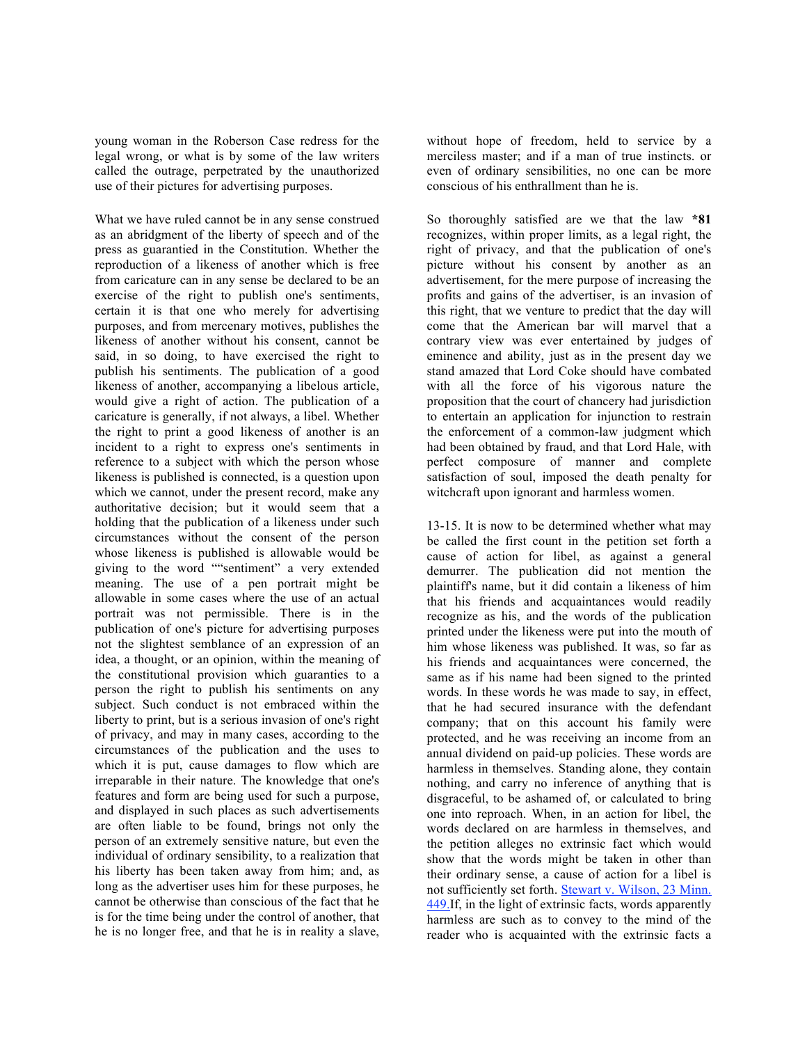young woman in the Roberson Case redress for the legal wrong, or what is by some of the law writers called the outrage, perpetrated by the unauthorized use of their pictures for advertising purposes.

What we have ruled cannot be in any sense construed as an abridgment of the liberty of speech and of the press as guarantied in the Constitution. Whether the reproduction of a likeness of another which is free from caricature can in any sense be declared to be an exercise of the right to publish one's sentiments, certain it is that one who merely for advertising purposes, and from mercenary motives, publishes the likeness of another without his consent, cannot be said, in so doing, to have exercised the right to publish his sentiments. The publication of a good likeness of another, accompanying a libelous article, would give a right of action. The publication of a caricature is generally, if not always, a libel. Whether the right to print a good likeness of another is an incident to a right to express one's sentiments in reference to a subject with which the person whose likeness is published is connected, is a question upon which we cannot, under the present record, make any authoritative decision; but it would seem that a holding that the publication of a likeness under such circumstances without the consent of the person whose likeness is published is allowable would be giving to the word ""sentiment" a very extended meaning. The use of a pen portrait might be allowable in some cases where the use of an actual portrait was not permissible. There is in the publication of one's picture for advertising purposes not the slightest semblance of an expression of an idea, a thought, or an opinion, within the meaning of the constitutional provision which guaranties to a person the right to publish his sentiments on any subject. Such conduct is not embraced within the liberty to print, but is a serious invasion of one's right of privacy, and may in many cases, according to the circumstances of the publication and the uses to which it is put, cause damages to flow which are irreparable in their nature. The knowledge that one's features and form are being used for such a purpose, and displayed in such places as such advertisements are often liable to be found, brings not only the person of an extremely sensitive nature, but even the individual of ordinary sensibility, to a realization that his liberty has been taken away from him; and, as long as the advertiser uses him for these purposes, he cannot be otherwise than conscious of the fact that he is for the time being under the control of another, that he is no longer free, and that he is in reality a slave, without hope of freedom, held to service by a merciless master; and if a man of true instincts. or even of ordinary sensibilities, no one can be more conscious of his enthrallment than he is.

So thoroughly satisfied are we that the law **\*81** recognizes, within proper limits, as a legal right, the right of privacy, and that the publication of one's picture without his consent by another as an advertisement, for the mere purpose of increasing the profits and gains of the advertiser, is an invasion of this right, that we venture to predict that the day will come that the American bar will marvel that a contrary view was ever entertained by judges of eminence and ability, just as in the present day we stand amazed that Lord Coke should have combated with all the force of his vigorous nature the proposition that the court of chancery had jurisdiction to entertain an application for injunction to restrain the enforcement of a common-law judgment which had been obtained by fraud, and that Lord Hale, with perfect composure of manner and complete satisfaction of soul, imposed the death penalty for witchcraft upon ignorant and harmless women.

13-15. It is now to be determined whether what may be called the first count in the petition set forth a cause of action for libel, as against a general demurrer. The publication did not mention the plaintiff's name, but it did contain a likeness of him that his friends and acquaintances would readily recognize as his, and the words of the publication printed under the likeness were put into the mouth of him whose likeness was published. It was, so far as his friends and acquaintances were concerned, the same as if his name had been signed to the printed words. In these words he was made to say, in effect, that he had secured insurance with the defendant company; that on this account his family were protected, and he was receiving an income from an annual dividend on paid-up policies. These words are harmless in themselves. Standing alone, they contain nothing, and carry no inference of anything that is disgraceful, to be ashamed of, or calculated to bring one into reproach. When, in an action for libel, the words declared on are harmless in themselves, and the petition alleges no extrinsic fact which would show that the words might be taken in other than their ordinary sense, a cause of action for a libel is not sufficiently set forth. Stewart v. Wilson, 23 Minn. 449.If, in the light of extrinsic facts, words apparently harmless are such as to convey to the mind of the reader who is acquainted with the extrinsic facts a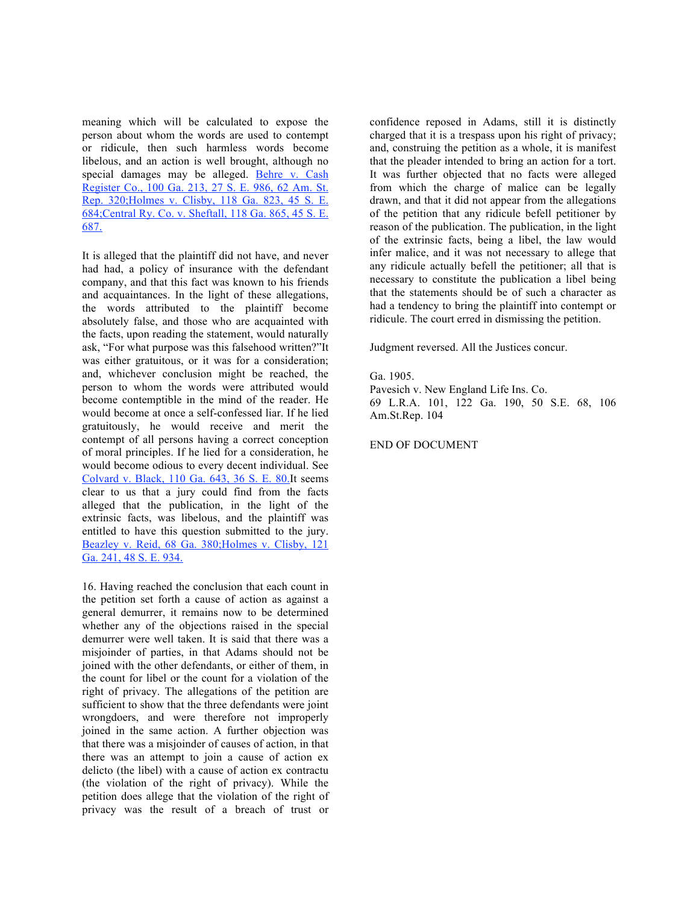meaning which will be calculated to expose the person about whom the words are used to contempt or ridicule, then such harmless words become libelous, and an action is well brought, although no special damages may be alleged. Behre v. Cash Register Co., 100 Ga. 213, 27 S. E. 986, 62 Am. St. Rep. 320;Holmes v. Clisby, 118 Ga. 823, 45 S. E. 684;Central Ry. Co. v. Sheftall, 118 Ga. 865, 45 S. E. 687.

It is alleged that the plaintiff did not have, and never had had, a policy of insurance with the defendant company, and that this fact was known to his friends and acquaintances. In the light of these allegations, the words attributed to the plaintiff become absolutely false, and those who are acquainted with the facts, upon reading the statement, would naturally ask, "For what purpose was this falsehood written?"It was either gratuitous, or it was for a consideration; and, whichever conclusion might be reached, the person to whom the words were attributed would become contemptible in the mind of the reader. He would become at once a self-confessed liar. If he lied gratuitously, he would receive and merit the contempt of all persons having a correct conception of moral principles. If he lied for a consideration, he would become odious to every decent individual. See Colvard v. Black, 110 Ga. 643, 36 S. E. 80.It seems clear to us that a jury could find from the facts alleged that the publication, in the light of the extrinsic facts, was libelous, and the plaintiff was entitled to have this question submitted to the jury. Beazley v. Reid, 68 Ga. 380;Holmes v. Clisby, 121 Ga. 241, 48 S. E. 934.

16. Having reached the conclusion that each count in the petition set forth a cause of action as against a general demurrer, it remains now to be determined whether any of the objections raised in the special demurrer were well taken. It is said that there was a misjoinder of parties, in that Adams should not be joined with the other defendants, or either of them, in the count for libel or the count for a violation of the right of privacy. The allegations of the petition are sufficient to show that the three defendants were joint wrongdoers, and were therefore not improperly joined in the same action. A further objection was that there was a misjoinder of causes of action, in that there was an attempt to join a cause of action ex delicto (the libel) with a cause of action ex contractu (the violation of the right of privacy). While the petition does allege that the violation of the right of privacy was the result of a breach of trust or confidence reposed in Adams, still it is distinctly charged that it is a trespass upon his right of privacy; and, construing the petition as a whole, it is manifest that the pleader intended to bring an action for a tort. It was further objected that no facts were alleged from which the charge of malice can be legally drawn, and that it did not appear from the allegations of the petition that any ridicule befell petitioner by reason of the publication. The publication, in the light of the extrinsic facts, being a libel, the law would infer malice, and it was not necessary to allege that any ridicule actually befell the petitioner; all that is necessary to constitute the publication a libel being that the statements should be of such a character as had a tendency to bring the plaintiff into contempt or ridicule. The court erred in dismissing the petition.

Judgment reversed. All the Justices concur.

Ga. 1905.
Pavesich v. New England Life Ins. Co.
69 L.R.A. 101, 122 Ga. 190, 50 S.E. 68, 106 Am.St.Rep. 104

END OF DOCUMENT